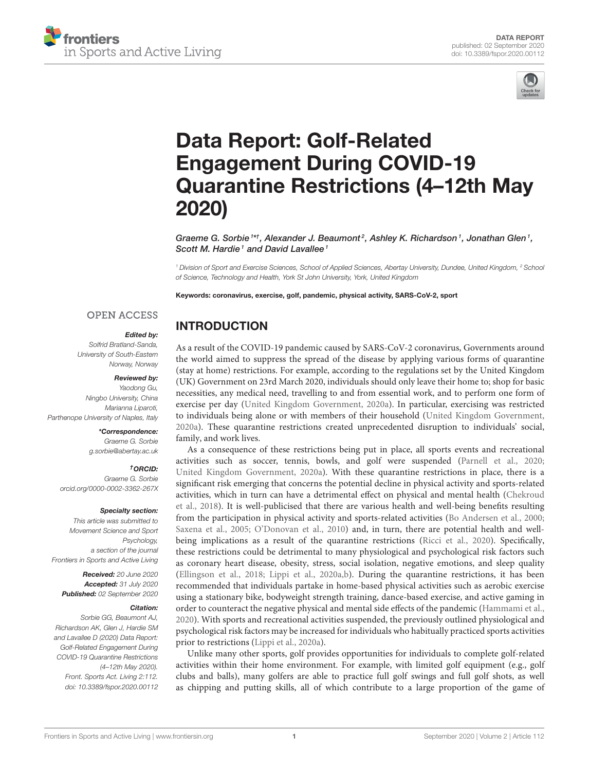DATA REPORT
published: 02 September 2020
doi: 10.3389/fspor.2020.00112

# Data Report: Golf-Related Engagement During COVID-19 Quarantine Restrictions (4–12th May 2020)

*Graeme G. Sorbie[1*†], Alexander J. Beaumont[2], Ashley K. Richardson[1], Jonathan Glen[1], Scott M. Hardie[1] and David Lavallee[1]*

[1] *Division of Sport and Exercise Sciences, School of Applied Sciences, Abertay University, Dundee, United Kingdom,* [2] *School of Science, Technology and Health, York St John University, York, United Kingdom*

**Keywords: coronavirus, exercise, golf, pandemic, physical activity, SARS-CoV-2, sport**

OPEN ACCESS

***Edited by:***
Solfrid Bratland-Sanda,
University of South-Eastern Norway, Norway

***Reviewed by:***
Yaodong Gu,
Ningbo University, China
Marianna Liparoti,
Parthenope University of Naples, Italy

***\*Correspondence:***
Graeme G. Sorbie
g.sorbie@abertay.ac.uk

***†ORCID:***
Graeme G. Sorbie
orcid.org/0000-0002-3362-267X

***Specialty section:***
This article was submitted to Movement Science and Sport Psychology, a section of the journal Frontiers in Sports and Active Living

***Received:*** 20 June 2020
***Accepted:*** 31 July 2020
***Published:*** 02 September 2020

***Citation:***
Sorbie GG, Beaumont AJ, Richardson AK, Glen J, Hardie SM and Lavallee D (2020) Data Report: Golf-Related Engagement During COVID-19 Quarantine Restrictions (4–12th May 2020). Front. Sports Act. Living 2:112. doi: 10.3389/fspor.2020.00112

## INTRODUCTION

As a result of the COVID-19 pandemic caused by SARS-CoV-2 coronavirus, Governments around the world aimed to suppress the spread of the disease by applying various forms of quarantine (stay at home) restrictions. For example, according to the regulations set by the United Kingdom (UK) Government on 23rd March 2020, individuals should only leave their home to; shop for basic necessities, any medical need, travelling to and from essential work, and to perform one form of exercise per day (United Kingdom Government, 2020a). In particular, exercising was restricted to individuals being alone or with members of their household (United Kingdom Government, 2020a). These quarantine restrictions created unprecedented disruption to individuals' social, family, and work lives.

As a consequence of these restrictions being put in place, all sports events and recreational activities such as soccer, tennis, bowls, and golf were suspended (Parnell et al., 2020; United Kingdom Government, 2020a). With these quarantine restrictions in place, there is a significant risk emerging that concerns the potential decline in physical activity and sports-related activities, which in turn can have a detrimental effect on physical and mental health (Chekroud et al., 2018). It is well-publicised that there are various health and well-being benefits resulting from the participation in physical activity and sports-related activities (Bo Andersen et al., 2000; Saxena et al., 2005; O'Donovan et al., 2010) and, in turn, there are potential health and well-being implications as a result of the quarantine restrictions (Ricci et al., 2020). Specifically, these restrictions could be detrimental to many physiological and psychological risk factors such as coronary heart disease, obesity, stress, social isolation, negative emotions, and sleep quality (Ellingson et al., 2018; Lippi et al., 2020a,b). During the quarantine restrictions, it has been recommended that individuals partake in home-based physical activities such as aerobic exercise using a stationary bike, bodyweight strength training, dance-based exercise, and active gaming in order to counteract the negative physical and mental side effects of the pandemic (Hammami et al., 2020). With sports and recreational activities suspended, the previously outlined physiological and psychological risk factors may be increased for individuals who habitually practiced sports activities prior to restrictions (Lippi et al., 2020a).

Unlike many other sports, golf provides opportunities for individuals to complete golf-related activities within their home environment. For example, with limited golf equipment (e.g., golf clubs and balls), many golfers are able to practice full golf swings and full golf shots, as well as chipping and putting skills, all of which contribute to a large proportion of the game of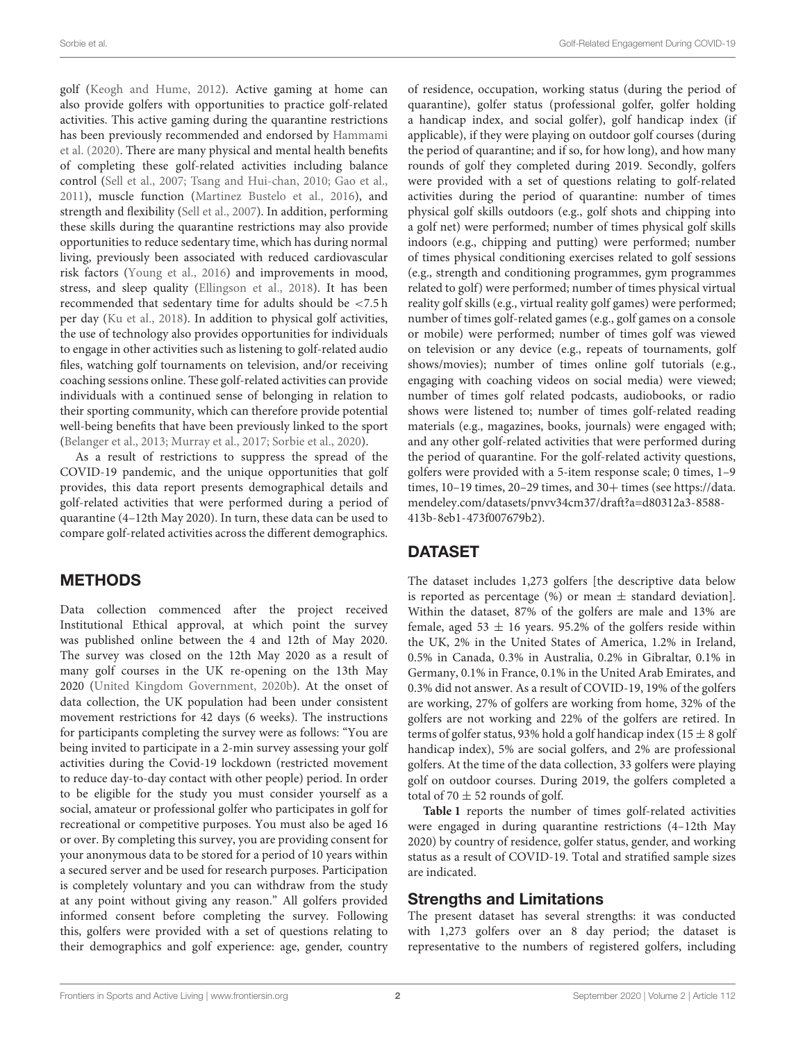golf (Keogh and Hume, 2012). Active gaming at home can also provide golfers with opportunities to practice golf-related activities. This active gaming during the quarantine restrictions has been previously recommended and endorsed by Hammami et al. (2020). There are many physical and mental health benefits of completing these golf-related activities including balance control (Sell et al., 2007; Tsang and Hui-chan, 2010; Gao et al., 2011), muscle function (Martinez Bustelo et al., 2016), and strength and flexibility (Sell et al., 2007). In addition, performing these skills during the quarantine restrictions may also provide opportunities to reduce sedentary time, which has during normal living, previously been associated with reduced cardiovascular risk factors (Young et al., 2016) and improvements in mood, stress, and sleep quality (Ellingson et al., 2018). It has been recommended that sedentary time for adults should be <7.5 h per day (Ku et al., 2018). In addition to physical golf activities, the use of technology also provides opportunities for individuals to engage in other activities such as listening to golf-related audio files, watching golf tournaments on television, and/or receiving coaching sessions online. These golf-related activities can provide individuals with a continued sense of belonging in relation to their sporting community, which can therefore provide potential well-being benefits that have been previously linked to the sport (Belanger et al., 2013; Murray et al., 2017; Sorbie et al., 2020).

As a result of restrictions to suppress the spread of the COVID-19 pandemic, and the unique opportunities that golf provides, this data report presents demographical details and golf-related activities that were performed during a period of quarantine (4–12th May 2020). In turn, these data can be used to compare golf-related activities across the different demographics.

## METHODS

Data collection commenced after the project received Institutional Ethical approval, at which point the survey was published online between the 4 and 12th of May 2020. The survey was closed on the 12th May 2020 as a result of many golf courses in the UK re-opening on the 13th May 2020 (United Kingdom Government, 2020b). At the onset of data collection, the UK population had been under consistent movement restrictions for 42 days (6 weeks). The instructions for participants completing the survey were as follows: "You are being invited to participate in a 2-min survey assessing your golf activities during the Covid-19 lockdown (restricted movement to reduce day-to-day contact with other people) period. In order to be eligible for the study you must consider yourself as a social, amateur or professional golfer who participates in golf for recreational or competitive purposes. You must also be aged 16 or over. By completing this survey, you are providing consent for your anonymous data to be stored for a period of 10 years within a secured server and be used for research purposes. Participation is completely voluntary and you can withdraw from the study at any point without giving any reason." All golfers provided informed consent before completing the survey. Following this, golfers were provided with a set of questions relating to their demographics and golf experience: age, gender, country of residence, occupation, working status (during the period of quarantine), golfer status (professional golfer, golfer holding a handicap index, and social golfer), golf handicap index (if applicable), if they were playing on outdoor golf courses (during the period of quarantine; and if so, for how long), and how many rounds of golf they completed during 2019. Secondly, golfers were provided with a set of questions relating to golf-related activities during the period of quarantine: number of times physical golf skills outdoors (e.g., golf shots and chipping into a golf net) were performed; number of times physical golf skills indoors (e.g., chipping and putting) were performed; number of times physical conditioning exercises related to golf sessions (e.g., strength and conditioning programmes, gym programmes related to golf) were performed; number of times physical virtual reality golf skills (e.g., virtual reality golf games) were performed; number of times golf-related games (e.g., golf games on a console or mobile) were performed; number of times golf was viewed on television or any device (e.g., repeats of tournaments, golf shows/movies); number of times online golf tutorials (e.g., engaging with coaching videos on social media) were viewed; number of times golf related podcasts, audiobooks, or radio shows were listened to; number of times golf-related reading materials (e.g., magazines, books, journals) were engaged with; and any other golf-related activities that were performed during the period of quarantine. For the golf-related activity questions, golfers were provided with a 5-item response scale; 0 times, 1–9 times, 10–19 times, 20–29 times, and 30+ times (see https://data.mendeley.com/datasets/pnvv34cm37/draft?a=d80312a3-8588-413b-8eb1-473f007679b2).

## DATASET

The dataset includes 1,273 golfers [the descriptive data below is reported as percentage (%) or mean ± standard deviation]. Within the dataset, 87% of the golfers are male and 13% are female, aged 53 ± 16 years. 95.2% of the golfers reside within the UK, 2% in the United States of America, 1.2% in Ireland, 0.5% in Canada, 0.3% in Australia, 0.2% in Gibraltar, 0.1% in Germany, 0.1% in France, 0.1% in the United Arab Emirates, and 0.3% did not answer. As a result of COVID-19, 19% of the golfers are working, 27% of golfers are working from home, 32% of the golfers are not working and 22% of the golfers are retired. In terms of golfer status, 93% hold a golf handicap index (15 ± 8 golf handicap index), 5% are social golfers, and 2% are professional golfers. At the time of the data collection, 33 golfers were playing golf on outdoor courses. During 2019, the golfers completed a total of 70 ± 52 rounds of golf.

**Table 1** reports the number of times golf-related activities were engaged in during quarantine restrictions (4–12th May 2020) by country of residence, golfer status, gender, and working status as a result of COVID-19. Total and stratified sample sizes are indicated.

### Strengths and Limitations

The present dataset has several strengths: it was conducted with 1,273 golfers over an 8 day period; the dataset is representative to the numbers of registered golfers, including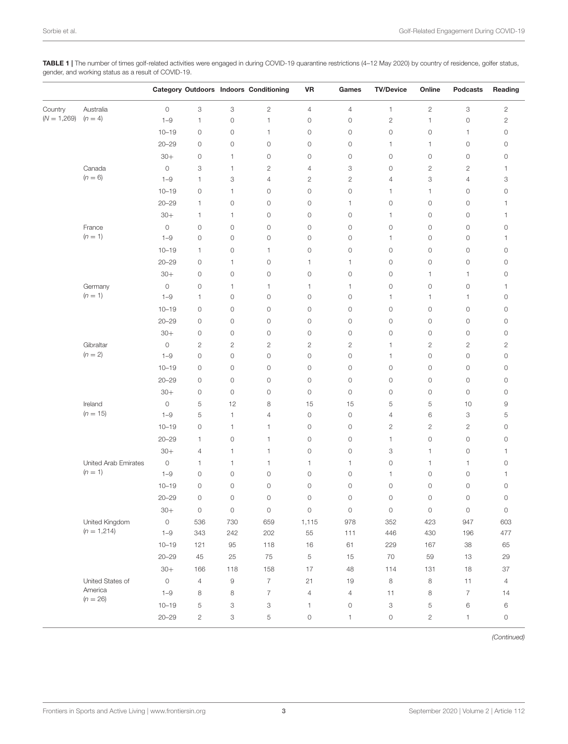**TABLE 1 |** The number of times golf-related activities were engaged in during COVID-19 quarantine restrictions (4–12 May 2020) by country of residence, golfer status, gender, and working status as a result of COVID-19.

| | | Category | Outdoors | Indoors | Conditioning | VR | Games | TV/Device | Online | Podcasts | Reading |
|---|---|---|---|---|---|---|---|---|---|---|---|
| Country ($N$ = 1,269) | Australia ($n$ = 4) | 0 | 3 | 3 | 2 | 4 | 4 | 1 | 2 | 3 | 2 |
| | | 1–9 | 1 | 0 | 1 | 0 | 0 | 2 | 1 | 0 | 2 |
| | | 10–19 | 0 | 0 | 1 | 0 | 0 | 0 | 0 | 1 | 0 |
| | | 20–29 | 0 | 0 | 0 | 0 | 0 | 1 | 1 | 0 | 0 |
| | | 30+ | 0 | 1 | 0 | 0 | 0 | 0 | 0 | 0 | 0 |
| | Canada ($n$ = 6) | 0 | 3 | 1 | 2 | 4 | 3 | 0 | 2 | 2 | 1 |
| | | 1–9 | 1 | 3 | 4 | 2 | 2 | 4 | 3 | 4 | 3 |
| | | 10–19 | 0 | 1 | 0 | 0 | 0 | 1 | 1 | 0 | 0 |
| | | 20–29 | 1 | 0 | 0 | 0 | 1 | 0 | 0 | 0 | 1 |
| | | 30+ | 1 | 1 | 0 | 0 | 0 | 1 | 0 | 0 | 1 |
| | France ($n$ = 1) | 0 | 0 | 0 | 0 | 0 | 0 | 0 | 0 | 0 | 0 |
| | | 1–9 | 0 | 0 | 0 | 0 | 0 | 1 | 0 | 0 | 1 |
| | | 10–19 | 1 | 0 | 1 | 0 | 0 | 0 | 0 | 0 | 0 |
| | | 20–29 | 0 | 1 | 0 | 1 | 1 | 0 | 0 | 0 | 0 |
| | | 30+ | 0 | 0 | 0 | 0 | 0 | 0 | 1 | 1 | 0 |
| | Germany ($n$ = 1) | 0 | 0 | 1 | 1 | 1 | 1 | 0 | 0 | 0 | 1 |
| | | 1–9 | 1 | 0 | 0 | 0 | 0 | 1 | 1 | 1 | 0 |
| | | 10–19 | 0 | 0 | 0 | 0 | 0 | 0 | 0 | 0 | 0 |
| | | 20–29 | 0 | 0 | 0 | 0 | 0 | 0 | 0 | 0 | 0 |
| | | 30+ | 0 | 0 | 0 | 0 | 0 | 0 | 0 | 0 | 0 |
| | Gibraltar ($n$ = 2) | 0 | 2 | 2 | 2 | 2 | 2 | 1 | 2 | 2 | 2 |
| | | 1–9 | 0 | 0 | 0 | 0 | 0 | 1 | 0 | 0 | 0 |
| | | 10–19 | 0 | 0 | 0 | 0 | 0 | 0 | 0 | 0 | 0 |
| | | 20–29 | 0 | 0 | 0 | 0 | 0 | 0 | 0 | 0 | 0 |
| | | 30+ | 0 | 0 | 0 | 0 | 0 | 0 | 0 | 0 | 0 |
| | Ireland ($n$ = 15) | 0 | 5 | 12 | 8 | 15 | 15 | 5 | 5 | 10 | 9 |
| | | 1–9 | 5 | 1 | 4 | 0 | 0 | 4 | 6 | 3 | 5 |
| | | 10–19 | 0 | 1 | 1 | 0 | 0 | 2 | 2 | 2 | 0 |
| | | 20–29 | 1 | 0 | 1 | 0 | 0 | 1 | 0 | 0 | 0 |
| | | 30+ | 4 | 1 | 1 | 0 | 0 | 3 | 1 | 0 | 1 |
| | United Arab Emirates ($n$ = 1) | 0 | 1 | 1 | 1 | 1 | 1 | 0 | 1 | 1 | 0 |
| | | 1–9 | 0 | 0 | 0 | 0 | 0 | 1 | 0 | 0 | 1 |
| | | 10–19 | 0 | 0 | 0 | 0 | 0 | 0 | 0 | 0 | 0 |
| | | 20–29 | 0 | 0 | 0 | 0 | 0 | 0 | 0 | 0 | 0 |
| | | 30+ | 0 | 0 | 0 | 0 | 0 | 0 | 0 | 0 | 0 |
| | United Kingdom ($n$ = 1,214) | 0 | 536 | 730 | 659 | 1,115 | 978 | 352 | 423 | 947 | 603 |
| | | 1–9 | 343 | 242 | 202 | 55 | 111 | 446 | 430 | 196 | 477 |
| | | 10–19 | 121 | 95 | 118 | 16 | 61 | 229 | 167 | 38 | 65 |
| | | 20–29 | 45 | 25 | 75 | 5 | 15 | 70 | 59 | 13 | 29 |
| | | 30+ | 166 | 118 | 158 | 17 | 48 | 114 | 131 | 18 | 37 |
| | United States of America ($n$ = 26) | 0 | 4 | 9 | 7 | 21 | 19 | 8 | 8 | 11 | 4 |
| | | 1–9 | 8 | 8 | 7 | 4 | 4 | 11 | 8 | 7 | 14 |
| | | 10–19 | 5 | 3 | 3 | 1 | 0 | 3 | 5 | 6 | 6 |
| | | 20–29 | 2 | 3 | 5 | 0 | 1 | 0 | 2 | 1 | 0 |

*(Continued)*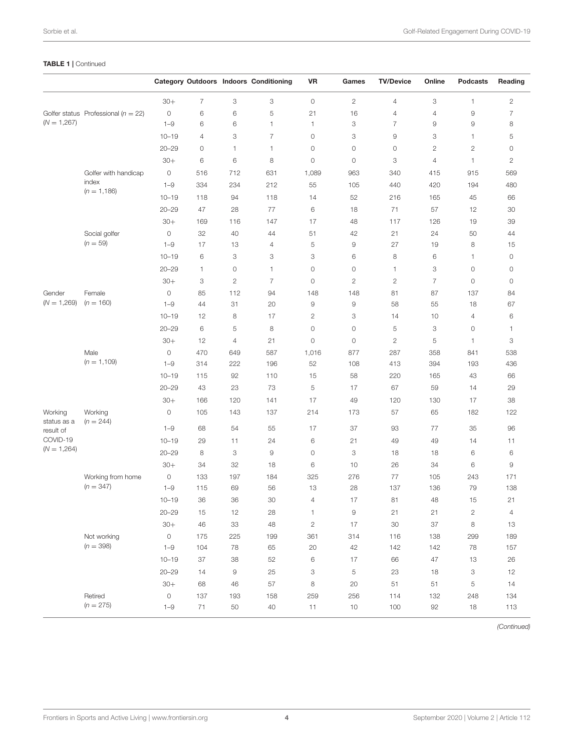**TABLE 1 |** Continued

| | | Category | Outdoors | Indoors | Conditioning | VR | Games | TV/Device | Online | Podcasts | Reading |
|---|---|---|---|---|---|---|---|---|---|---|---|
| | | 30+ | 7 | 3 | 3 | 0 | 2 | 4 | 3 | 1 | 2 |
| Golfer status (*N* = 1,267) | Professional (*n* = 22) | 0 | 6 | 6 | 5 | 21 | 16 | 4 | 4 | 9 | 7 |
| | | 1–9 | 6 | 6 | 1 | 1 | 3 | 7 | 9 | 9 | 8 |
| | | 10–19 | 4 | 3 | 7 | 0 | 3 | 9 | 3 | 1 | 5 |
| | | 20–29 | 0 | 1 | 1 | 0 | 0 | 0 | 2 | 2 | 0 |
| | | 30+ | 6 | 6 | 8 | 0 | 0 | 3 | 4 | 1 | 2 |
| | Golfer with handicap index (*n* = 1,186) | 0 | 516 | 712 | 631 | 1,089 | 963 | 340 | 415 | 915 | 569 |
| | | 1–9 | 334 | 234 | 212 | 55 | 105 | 440 | 420 | 194 | 480 |
| | | 10–19 | 118 | 94 | 118 | 14 | 52 | 216 | 165 | 45 | 66 |
| | | 20–29 | 47 | 28 | 77 | 6 | 18 | 71 | 57 | 12 | 30 |
| | | 30+ | 169 | 116 | 147 | 17 | 48 | 117 | 126 | 19 | 39 |
| | Social golfer (*n* = 59) | 0 | 32 | 40 | 44 | 51 | 42 | 21 | 24 | 50 | 44 |
| | | 1–9 | 17 | 13 | 4 | 5 | 9 | 27 | 19 | 8 | 15 |
| | | 10–19 | 6 | 3 | 3 | 3 | 6 | 8 | 6 | 1 | 0 |
| | | 20–29 | 1 | 0 | 1 | 0 | 0 | 1 | 3 | 0 | 0 |
| | | 30+ | 3 | 2 | 7 | 0 | 2 | 2 | 7 | 0 | 0 |
| Gender (*N* = 1,269) | Female (*n* = 160) | 0 | 85 | 112 | 94 | 148 | 148 | 81 | 87 | 137 | 84 |
| | | 1–9 | 44 | 31 | 20 | 9 | 9 | 58 | 55 | 18 | 67 |
| | | 10–19 | 12 | 8 | 17 | 2 | 3 | 14 | 10 | 4 | 6 |
| | | 20–29 | 6 | 5 | 8 | 0 | 0 | 5 | 3 | 0 | 1 |
| | | 30+ | 12 | 4 | 21 | 0 | 0 | 2 | 5 | 1 | 3 |
| | Male (*n* = 1,109) | 0 | 470 | 649 | 587 | 1,016 | 877 | 287 | 358 | 841 | 538 |
| | | 1–9 | 314 | 222 | 196 | 52 | 108 | 413 | 394 | 193 | 436 |
| | | 10–19 | 115 | 92 | 110 | 15 | 58 | 220 | 165 | 43 | 66 |
| | | 20–29 | 43 | 23 | 73 | 5 | 17 | 67 | 59 | 14 | 29 |
| | | 30+ | 166 | 120 | 141 | 17 | 49 | 120 | 130 | 17 | 38 |
| Working status as a result of COVID-19 (*N* = 1,264) | Working (*n* = 244) | 0 | 105 | 143 | 137 | 214 | 173 | 57 | 65 | 182 | 122 |
| | | 1–9 | 68 | 54 | 55 | 17 | 37 | 93 | 77 | 35 | 96 |
| | | 10–19 | 29 | 11 | 24 | 6 | 21 | 49 | 49 | 14 | 11 |
| | | 20–29 | 8 | 3 | 9 | 0 | 3 | 18 | 18 | 6 | 6 |
| | | 30+ | 34 | 32 | 18 | 6 | 10 | 26 | 34 | 6 | 9 |
| | Working from home (*n* = 347) | 0 | 133 | 197 | 184 | 325 | 276 | 77 | 105 | 243 | 171 |
| | | 1–9 | 115 | 69 | 56 | 13 | 28 | 137 | 136 | 79 | 138 |
| | | 10–19 | 36 | 36 | 30 | 4 | 17 | 81 | 48 | 15 | 21 |
| | | 20–29 | 15 | 12 | 28 | 1 | 9 | 21 | 21 | 2 | 4 |
| | | 30+ | 46 | 33 | 48 | 2 | 17 | 30 | 37 | 8 | 13 |
| | Not working (*n* = 398) | 0 | 175 | 225 | 199 | 361 | 314 | 116 | 138 | 299 | 189 |
| | | 1–9 | 104 | 78 | 65 | 20 | 42 | 142 | 142 | 78 | 157 |
| | | 10–19 | 37 | 38 | 52 | 6 | 17 | 66 | 47 | 13 | 26 |
| | | 20–29 | 14 | 9 | 25 | 3 | 5 | 23 | 18 | 3 | 12 |
| | | 30+ | 68 | 46 | 57 | 8 | 20 | 51 | 51 | 5 | 14 |
| | Retired (*n* = 275) | 0 | 137 | 193 | 158 | 259 | 256 | 114 | 132 | 248 | 134 |
| | | 1–9 | 71 | 50 | 40 | 11 | 10 | 100 | 92 | 18 | 113 |

*(Continued)*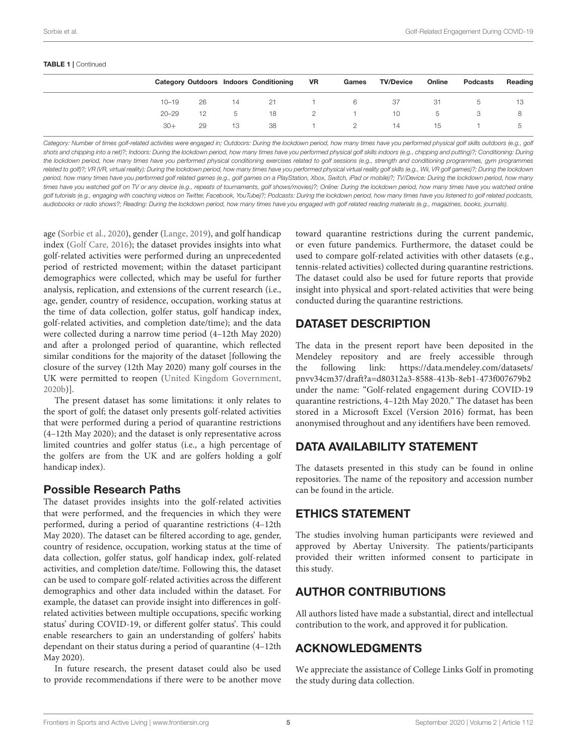**TABLE 1** | Continued

| | Category | Outdoors | Indoors | Conditioning | VR | Games | TV/Device | Online | Podcasts | Reading |
|---|---|---|---|---|---|---|---|---|---|---|
| | 10–19 | 26 | 14 | 21 | 1 | 6 | 37 | 31 | 5 | 13 |
| | 20–29 | 12 | 5 | 18 | 2 | 1 | 10 | 5 | 3 | 8 |
| | 30+ | 29 | 13 | 38 | 1 | 2 | 14 | 15 | 1 | 5 |

*Category: Number of times golf-related activities were engaged in; Outdoors: During the lockdown period, how many times have you performed physical golf skills outdoors (e.g., golf shots and chipping into a net)?; Indoors: During the lockdown period, how many times have you performed physical golf skills indoors (e.g., chipping and putting)?; Conditioning: During the lockdown period, how many times have you performed physical conditioning exercises related to golf sessions (e.g., strength and conditioning programmes, gym programmes related to golf)?; VR (VR, virtual reality): During the lockdown period, how many times have you performed physical virtual reality golf skills (e.g., Wii, VR golf games)?; During the lockdown period, how many times have you performed golf related games (e.g., golf games on a PlayStation, Xbox, Switch, iPad or mobile)?; TV/Device: During the lockdown period, how many times have you watched golf on TV or any device (e.g., repeats of tournaments, golf shows/movies)?; Online: During the lockdown period, how many times have you watched online golf tutorials (e.g., engaging with coaching videos on Twitter, Facebook, YouTube)?; Podcasts: During the lockdown period, how many times have you listened to golf related podcasts, audiobooks or radio shows?; Reading: During the lockdown period, how many times have you engaged with golf related reading materials (e.g., magazines, books, journals).*

age (Sorbie et al., 2020), gender (Lange, 2019), and golf handicap index (Golf Care, 2016); the dataset provides insights into what golf-related activities were performed during an unprecedented period of restricted movement; within the dataset participant demographics were collected, which may be useful for further analysis, replication, and extensions of the current research (i.e., age, gender, country of residence, occupation, working status at the time of data collection, golfer status, golf handicap index, golf-related activities, and completion date/time); and the data were collected during a narrow time period (4–12th May 2020) and after a prolonged period of quarantine, which reflected similar conditions for the majority of the dataset [following the closure of the survey (12th May 2020) many golf courses in the UK were permitted to reopen (United Kingdom Government, 2020b)].

The present dataset has some limitations: it only relates to the sport of golf; the dataset only presents golf-related activities that were performed during a period of quarantine restrictions (4–12th May 2020); and the dataset is only representative across limited countries and golfer status (i.e., a high percentage of the golfers are from the UK and are golfers holding a golf handicap index).

### Possible Research Paths

The dataset provides insights into the golf-related activities that were performed, and the frequencies in which they were performed, during a period of quarantine restrictions (4–12th May 2020). The dataset can be filtered according to age, gender, country of residence, occupation, working status at the time of data collection, golfer status, golf handicap index, golf-related activities, and completion date/time. Following this, the dataset can be used to compare golf-related activities across the different demographics and other data included within the dataset. For example, the dataset can provide insight into differences in golf-related activities between multiple occupations, specific working status' during COVID-19, or different golfer status'. This could enable researchers to gain an understanding of golfers' habits dependant on their status during a period of quarantine (4–12th May 2020).

In future research, the present dataset could also be used to provide recommendations if there were to be another move toward quarantine restrictions during the current pandemic, or even future pandemics. Furthermore, the dataset could be used to compare golf-related activities with other datasets (e.g., tennis-related activities) collected during quarantine restrictions. The dataset could also be used for future reports that provide insight into physical and sport-related activities that were being conducted during the quarantine restrictions.

## DATASET DESCRIPTION

The data in the present report have been deposited in the Mendeley repository and are freely accessible through the following link: https://data.mendeley.com/datasets/pnvv34cm37/draft?a=d80312a3-8588-413b-8eb1-473f007679b2 under the name: "Golf-related engagement during COVID-19 quarantine restrictions, 4–12th May 2020." The dataset has been stored in a Microsoft Excel (Version 2016) format, has been anonymised throughout and any identifiers have been removed.

## DATA AVAILABILITY STATEMENT

The datasets presented in this study can be found in online repositories. The name of the repository and accession number can be found in the article.

## ETHICS STATEMENT

The studies involving human participants were reviewed and approved by Abertay University. The patients/participants provided their written informed consent to participate in this study.

## AUTHOR CONTRIBUTIONS

All authors listed have made a substantial, direct and intellectual contribution to the work, and approved it for publication.

## ACKNOWLEDGMENTS

We appreciate the assistance of College Links Golf in promoting the study during data collection.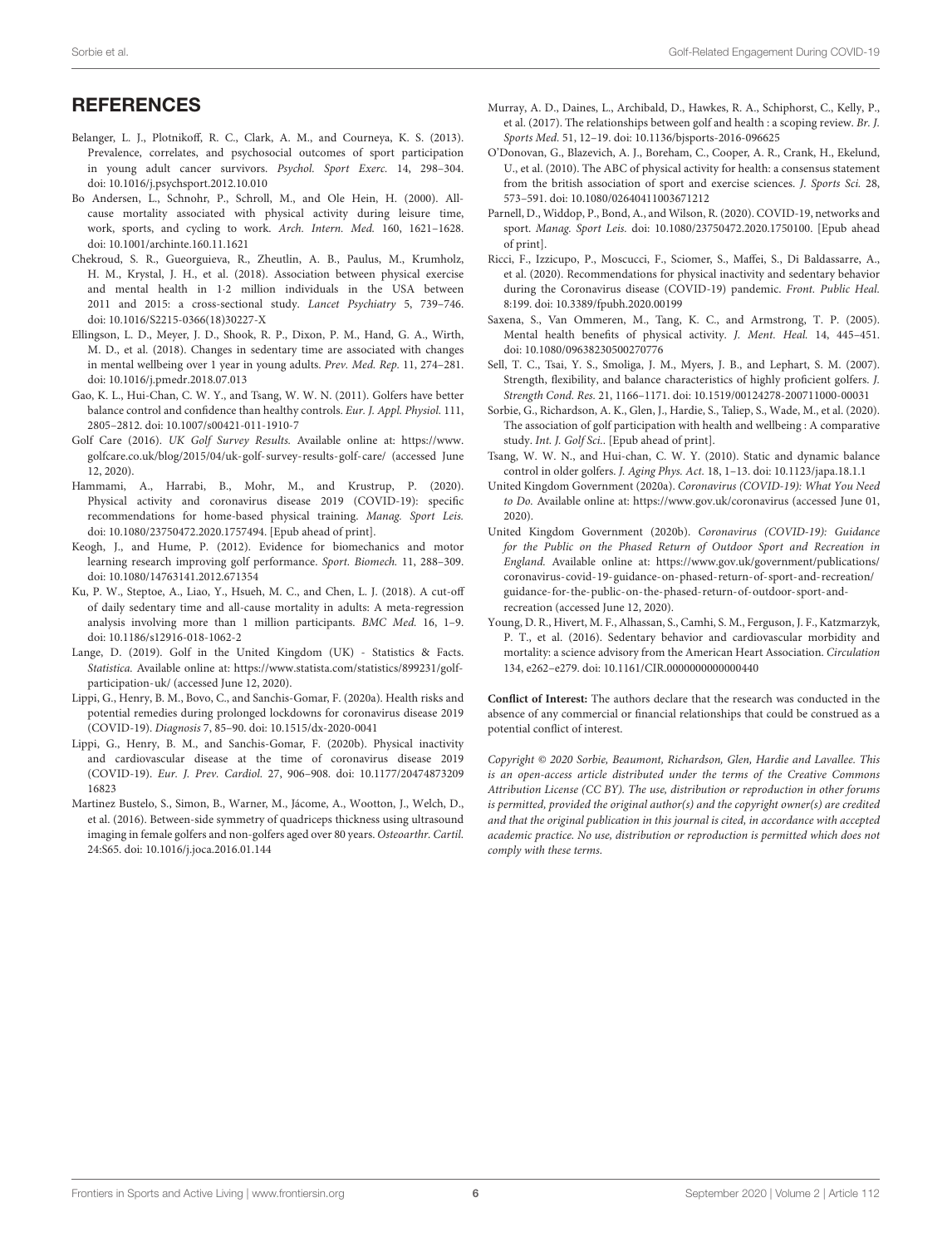## REFERENCES

Belanger, L. J., Plotnikoff, R. C., Clark, A. M., and Courneya, K. S. (2013). Prevalence, correlates, and psychosocial outcomes of sport participation in young adult cancer survivors. *Psychol. Sport Exerc.* 14, 298–304. doi: 10.1016/j.psychsport.2012.10.010

Bo Andersen, L., Schnohr, P., Schroll, M., and Ole Hein, H. (2000). All-cause mortality associated with physical activity during leisure time, work, sports, and cycling to work. *Arch. Intern. Med.* 160, 1621–1628. doi: 10.1001/archinte.160.11.1621

Chekroud, S. R., Gueorguieva, R., Zheutlin, A. B., Paulus, M., Krumholz, H. M., Krystal, J. H., et al. (2018). Association between physical exercise and mental health in 1·2 million individuals in the USA between 2011 and 2015: a cross-sectional study. *Lancet Psychiatry* 5, 739–746. doi: 10.1016/S2215-0366(18)30227-X

Ellingson, L. D., Meyer, J. D., Shook, R. P., Dixon, P. M., Hand, G. A., Wirth, M. D., et al. (2018). Changes in sedentary time are associated with changes in mental wellbeing over 1 year in young adults. *Prev. Med. Rep.* 11, 274–281. doi: 10.1016/j.pmedr.2018.07.013

Gao, K. L., Hui-Chan, C. W. Y., and Tsang, W. W. N. (2011). Golfers have better balance control and confidence than healthy controls. *Eur. J. Appl. Physiol.* 111, 2805–2812. doi: 10.1007/s00421-011-1910-7

Golf Care (2016). *UK Golf Survey Results.* Available online at: https://www.golfcare.co.uk/blog/2015/04/uk-golf-survey-results-golf-care/ (accessed June 12, 2020).

Hammami, A., Harrabi, B., Mohr, M., and Krustrup, P. (2020). Physical activity and coronavirus disease 2019 (COVID-19): specific recommendations for home-based physical training. *Manag. Sport Leis.* doi: 10.1080/23750472.2020.1757494. [Epub ahead of print].

Keogh, J., and Hume, P. (2012). Evidence for biomechanics and motor learning research improving golf performance. *Sport. Biomech.* 11, 288–309. doi: 10.1080/14763141.2012.671354

Ku, P. W., Steptoe, A., Liao, Y., Hsueh, M. C., and Chen, L. J. (2018). A cut-off of daily sedentary time and all-cause mortality in adults: A meta-regression analysis involving more than 1 million participants. *BMC Med.* 16, 1–9. doi: 10.1186/s12916-018-1062-2

Lange, D. (2019). Golf in the United Kingdom (UK) - Statistics & Facts. *Statistica.* Available online at: https://www.statista.com/statistics/899231/golf-participation-uk/ (accessed June 12, 2020).

Lippi, G., Henry, B. M., Bovo, C., and Sanchis-Gomar, F. (2020a). Health risks and potential remedies during prolonged lockdowns for coronavirus disease 2019 (COVID-19). *Diagnosis* 7, 85–90. doi: 10.1515/dx-2020-0041

Lippi, G., Henry, B. M., and Sanchis-Gomar, F. (2020b). Physical inactivity and cardiovascular disease at the time of coronavirus disease 2019 (COVID-19). *Eur. J. Prev. Cardiol.* 27, 906–908. doi: 10.1177/2047487320916823

Martinez Bustelo, S., Simon, B., Warner, M., Jácome, A., Wootton, J., Welch, D., et al. (2016). Between-side symmetry of quadriceps thickness using ultrasound imaging in female golfers and non-golfers aged over 80 years. *Osteoarthr. Cartil.* 24:S65. doi: 10.1016/j.joca.2016.01.144

Murray, A. D., Daines, L., Archibald, D., Hawkes, R. A., Schiphorst, C., Kelly, P., et al. (2017). The relationships between golf and health : a scoping review. *Br. J. Sports Med.* 51, 12–19. doi: 10.1136/bjsports-2016-096625

O'Donovan, G., Blazevich, A. J., Boreham, C., Cooper, A. R., Crank, H., Ekelund, U., et al. (2010). The ABC of physical activity for health: a consensus statement from the british association of sport and exercise sciences. *J. Sports Sci.* 28, 573–591. doi: 10.1080/02640411003671212

Parnell, D., Widdop, P., Bond, A., and Wilson, R. (2020). COVID-19, networks and sport. *Manag. Sport Leis.* doi: 10.1080/23750472.2020.1750100. [Epub ahead of print].

Ricci, F., Izzicupo, P., Moscucci, F., Sciomer, S., Maffei, S., Di Baldassarre, A., et al. (2020). Recommendations for physical inactivity and sedentary behavior during the Coronavirus disease (COVID-19) pandemic. *Front. Public Heal.* 8:199. doi: 10.3389/fpubh.2020.00199

Saxena, S., Van Ommeren, M., Tang, K. C., and Armstrong, T. P. (2005). Mental health benefits of physical activity. *J. Ment. Heal.* 14, 445–451. doi: 10.1080/09638230500270776

Sell, T. C., Tsai, Y. S., Smoliga, J. M., Myers, J. B., and Lephart, S. M. (2007). Strength, flexibility, and balance characteristics of highly proficient golfers. *J. Strength Cond. Res.* 21, 1166–1171. doi: 10.1519/00124278-200711000-00031

Sorbie, G., Richardson, A. K., Glen, J., Hardie, S., Taliep, S., Wade, M., et al. (2020). The association of golf participation with health and wellbeing : A comparative study. *Int. J. Golf Sci.*. [Epub ahead of print].

Tsang, W. W. N., and Hui-chan, C. W. Y. (2010). Static and dynamic balance control in older golfers. *J. Aging Phys. Act.* 18, 1–13. doi: 10.1123/japa.18.1.1

United Kingdom Government (2020a). *Coronavirus (COVID-19): What You Need to Do.* Available online at: https://www.gov.uk/coronavirus (accessed June 01, 2020).

United Kingdom Government (2020b). *Coronavirus (COVID-19): Guidance for the Public on the Phased Return of Outdoor Sport and Recreation in England.* Available online at: https://www.gov.uk/government/publications/coronavirus-covid-19-guidance-on-phased-return-of-sport-and-recreation/guidance-for-the-public-on-the-phased-return-of-outdoor-sport-and-recreation (accessed June 12, 2020).

Young, D. R., Hivert, M. F., Alhassan, S., Camhi, S. M., Ferguson, J. F., Katzmarzyk, P. T., et al. (2016). Sedentary behavior and cardiovascular morbidity and mortality: a science advisory from the American Heart Association. *Circulation* 134, e262–e279. doi: 10.1161/CIR.0000000000000440

**Conflict of Interest:** The authors declare that the research was conducted in the absence of any commercial or financial relationships that could be construed as a potential conflict of interest.

*Copyright © 2020 Sorbie, Beaumont, Richardson, Glen, Hardie and Lavallee. This is an open-access article distributed under the terms of the Creative Commons Attribution License (CC BY). The use, distribution or reproduction in other forums is permitted, provided the original author(s) and the copyright owner(s) are credited and that the original publication in this journal is cited, in accordance with accepted academic practice. No use, distribution or reproduction is permitted which does not comply with these terms.*